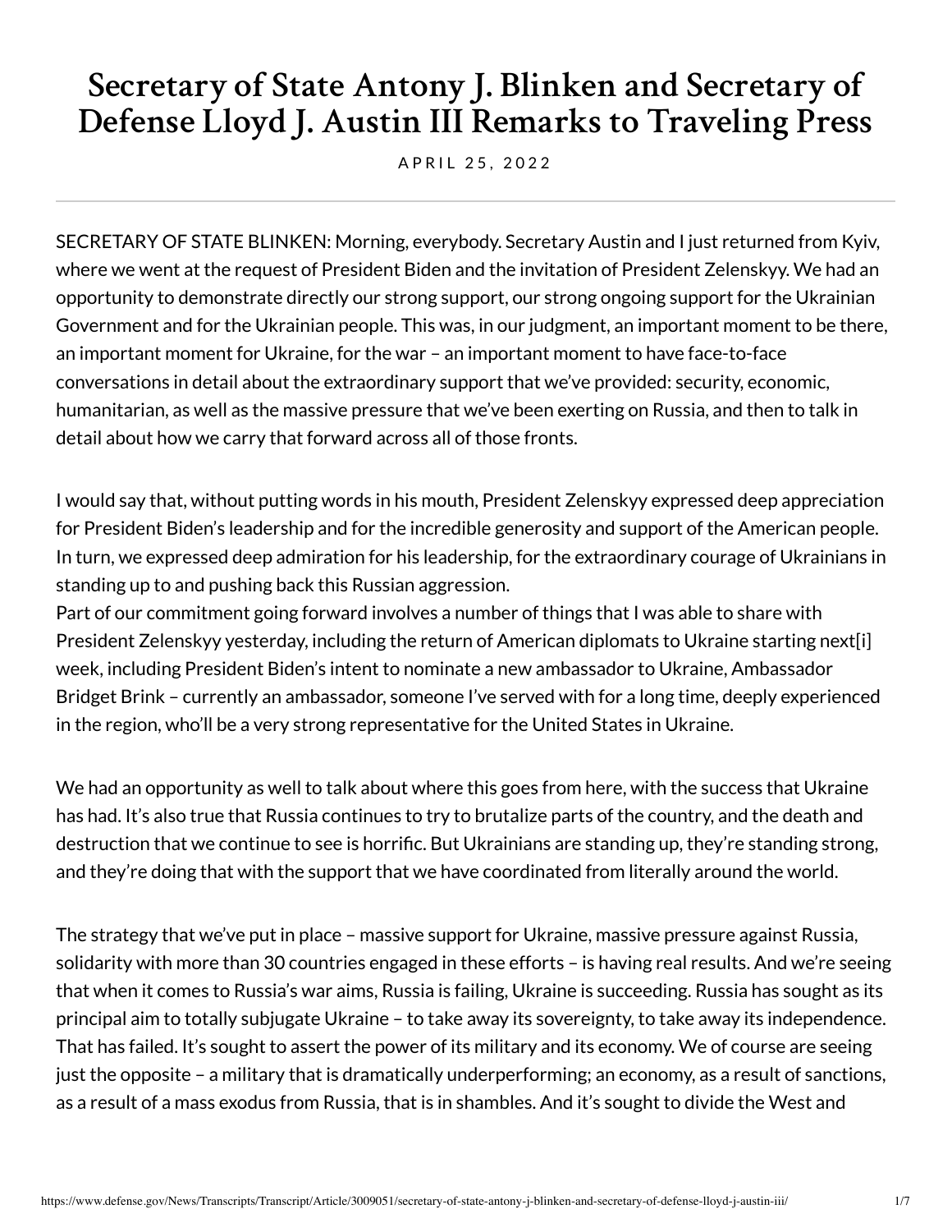# Secretary of State Antony J. Blinken and Secretary of Defense Lloyd J. Austin III Remarks to Traveling Press

APRIL 25, 2022

SECRETARY OF STATE BLINKEN: Morning, everybody. Secretary Austin and I just returned from Kyiv, where we went at the request of President Biden and the invitation of President Zelenskyy. We had an opportunity to demonstrate directly our strong support, our strong ongoing support for the Ukrainian Government and for the Ukrainian people. This was, in our judgment, an important moment to be there, an important moment for Ukraine, for the war – an important moment to have face-to-face conversations in detail about the extraordinary support that we've provided: security, economic, humanitarian, as well as the massive pressure that we've been exerting on Russia, and then to talk in detail about how we carry that forward across all of those fronts.

I would say that, without putting words in his mouth, President Zelenskyy expressed deep appreciation for President Biden's leadership and for the incredible generosity and support of the American people. In turn, we expressed deep admiration for his leadership, for the extraordinary courage of Ukrainians in standing up to and pushing back this Russian aggression.

Part of our commitment going forward involves a number of things that I was able to share with President Zelenskyy yesterday, including the return of American diplomats to Ukraine starting next[i] week, including President Biden's intent to nominate a new ambassador to Ukraine, Ambassador Bridget Brink – currently an ambassador, someone I've served with for a long time, deeply experienced in the region, who'll be a very strong representative for the United States in Ukraine.

We had an opportunity as well to talk about where this goes from here, with the success that Ukraine has had. It's also true that Russia continues to try to brutalize parts of the country, and the death and destruction that we continue to see is horrific. But Ukrainians are standing up, they're standing strong, and they're doing that with the support that we have coordinated from literally around the world.

The strategy that we've put in place – massive support for Ukraine, massive pressure against Russia, solidarity with more than 30 countries engaged in these efforts – is having real results. And we're seeing that when it comes to Russia's war aims, Russia is failing, Ukraine is succeeding. Russia has sought as its principal aim to totally subjugate Ukraine – to take away its sovereignty, to take away its independence. That has failed. It's sought to assert the power of its military and its economy. We of course are seeing just the opposite – a military that is dramatically underperforming; an economy, as a result of sanctions, as a result of a mass exodus from Russia, that is in shambles. And it's sought to divide the West and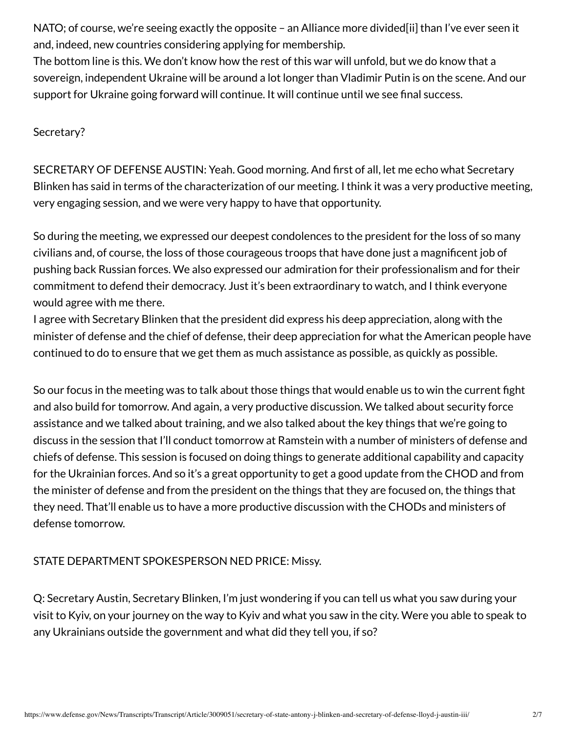NATO; of course, we're seeing exactly the opposite – an Alliance more divided[ii] than I've ever seen it and, indeed, new countries considering applying for membership.
The bottom line is this. We don't know how the rest of this war will unfold, but we do know that a sovereign, independent Ukraine will be around a lot longer than Vladimir Putin is on the scene. And our support for Ukraine going forward will continue. It will continue until we see final success.

Secretary?

SECRETARY OF DEFENSE AUSTIN: Yeah. Good morning. And first of all, let me echo what Secretary Blinken has said in terms of the characterization of our meeting. I think it was a very productive meeting, very engaging session, and we were very happy to have that opportunity.

So during the meeting, we expressed our deepest condolences to the president for the loss of so many civilians and, of course, the loss of those courageous troops that have done just a magnificent job of pushing back Russian forces. We also expressed our admiration for their professionalism and for their commitment to defend their democracy. Just it's been extraordinary to watch, and I think everyone would agree with me there.
I agree with Secretary Blinken that the president did express his deep appreciation, along with the minister of defense and the chief of defense, their deep appreciation for what the American people have continued to do to ensure that we get them as much assistance as possible, as quickly as possible.

So our focus in the meeting was to talk about those things that would enable us to win the current fight and also build for tomorrow. And again, a very productive discussion. We talked about security force assistance and we talked about training, and we also talked about the key things that we're going to discuss in the session that I'll conduct tomorrow at Ramstein with a number of ministers of defense and chiefs of defense. This session is focused on doing things to generate additional capability and capacity for the Ukrainian forces. And so it's a great opportunity to get a good update from the CHOD and from the minister of defense and from the president on the things that they are focused on, the things that they need. That'll enable us to have a more productive discussion with the CHODs and ministers of defense tomorrow.

STATE DEPARTMENT SPOKESPERSON NED PRICE: Missy.

Q: Secretary Austin, Secretary Blinken, I'm just wondering if you can tell us what you saw during your visit to Kyiv, on your journey on the way to Kyiv and what you saw in the city. Were you able to speak to any Ukrainians outside the government and what did they tell you, if so?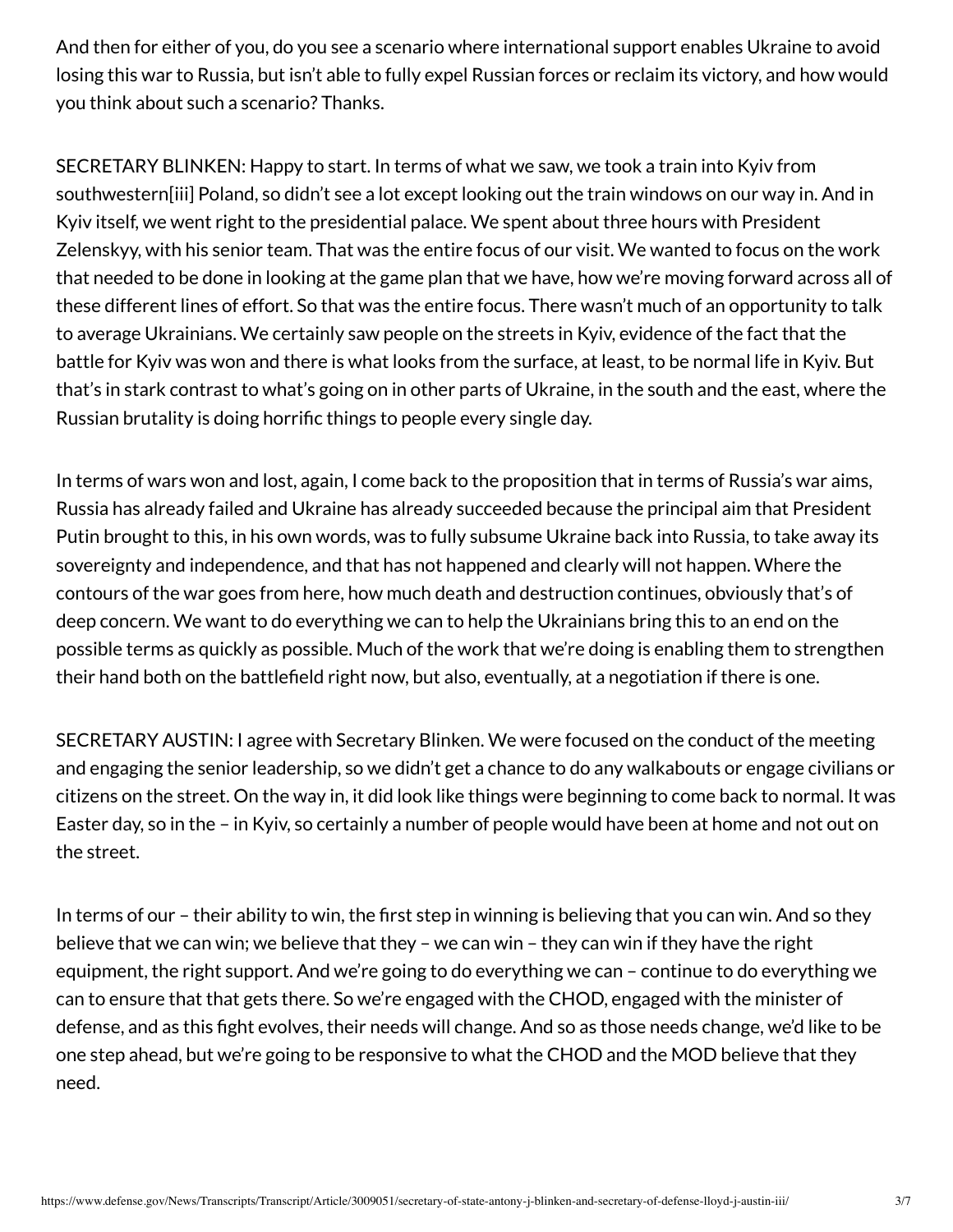And then for either of you, do you see a scenario where international support enables Ukraine to avoid losing this war to Russia, but isn't able to fully expel Russian forces or reclaim its victory, and how would you think about such a scenario? Thanks.

SECRETARY BLINKEN: Happy to start. In terms of what we saw, we took a train into Kyiv from southwestern[iii] Poland, so didn't see a lot except looking out the train windows on our way in. And in Kyiv itself, we went right to the presidential palace. We spent about three hours with President Zelenskyy, with his senior team. That was the entire focus of our visit. We wanted to focus on the work that needed to be done in looking at the game plan that we have, how we're moving forward across all of these different lines of effort. So that was the entire focus. There wasn't much of an opportunity to talk to average Ukrainians. We certainly saw people on the streets in Kyiv, evidence of the fact that the battle for Kyiv was won and there is what looks from the surface, at least, to be normal life in Kyiv. But that's in stark contrast to what's going on in other parts of Ukraine, in the south and the east, where the Russian brutality is doing horrific things to people every single day.

In terms of wars won and lost, again, I come back to the proposition that in terms of Russia's war aims, Russia has already failed and Ukraine has already succeeded because the principal aim that President Putin brought to this, in his own words, was to fully subsume Ukraine back into Russia, to take away its sovereignty and independence, and that has not happened and clearly will not happen. Where the contours of the war goes from here, how much death and destruction continues, obviously that's of deep concern. We want to do everything we can to help the Ukrainians bring this to an end on the possible terms as quickly as possible. Much of the work that we're doing is enabling them to strengthen their hand both on the battlefield right now, but also, eventually, at a negotiation if there is one.

SECRETARY AUSTIN: I agree with Secretary Blinken. We were focused on the conduct of the meeting and engaging the senior leadership, so we didn't get a chance to do any walkabouts or engage civilians or citizens on the street. On the way in, it did look like things were beginning to come back to normal. It was Easter day, so in the – in Kyiv, so certainly a number of people would have been at home and not out on the street.

In terms of our – their ability to win, the first step in winning is believing that you can win. And so they believe that we can win; we believe that they – we can win – they can win if they have the right equipment, the right support. And we're going to do everything we can – continue to do everything we can to ensure that that gets there. So we're engaged with the CHOD, engaged with the minister of defense, and as this fight evolves, their needs will change. And so as those needs change, we'd like to be one step ahead, but we're going to be responsive to what the CHOD and the MOD believe that they need.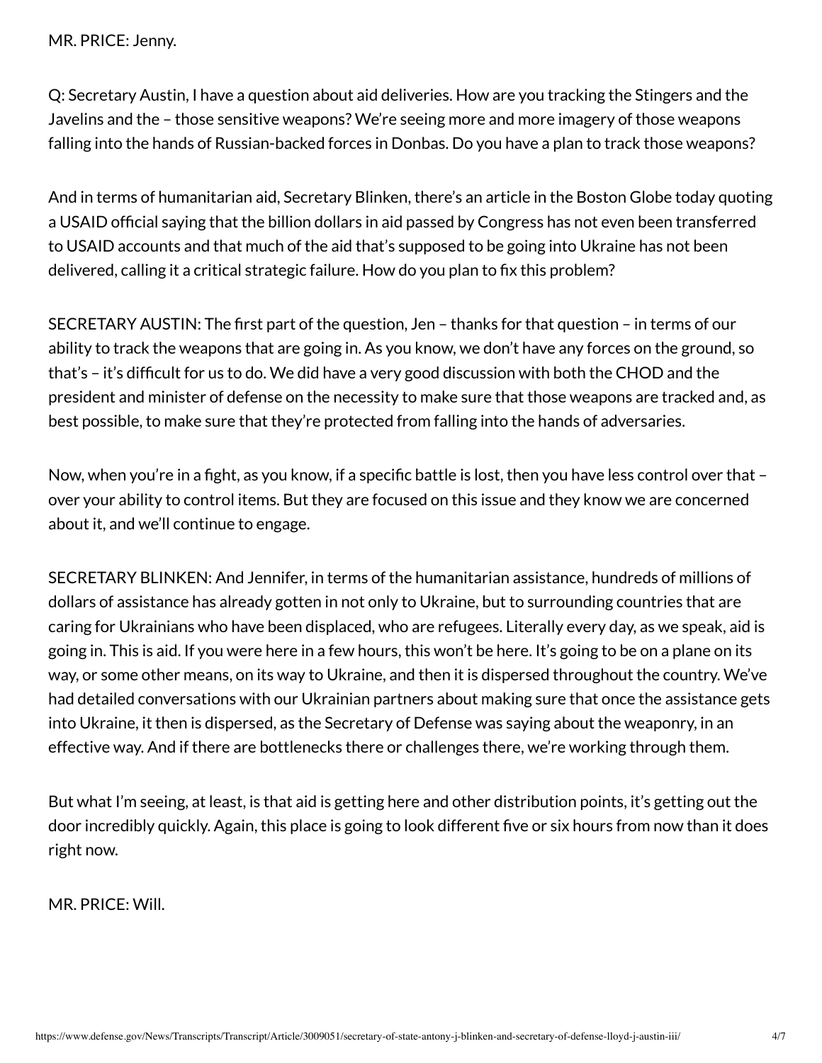MR. PRICE: Jenny.

Q: Secretary Austin, I have a question about aid deliveries. How are you tracking the Stingers and the Javelins and the – those sensitive weapons? We're seeing more and more imagery of those weapons falling into the hands of Russian-backed forces in Donbas. Do you have a plan to track those weapons?

And in terms of humanitarian aid, Secretary Blinken, there's an article in the Boston Globe today quoting a USAID official saying that the billion dollars in aid passed by Congress has not even been transferred to USAID accounts and that much of the aid that's supposed to be going into Ukraine has not been delivered, calling it a critical strategic failure. How do you plan to fix this problem?

SECRETARY AUSTIN: The first part of the question, Jen – thanks for that question – in terms of our ability to track the weapons that are going in. As you know, we don't have any forces on the ground, so that's – it's difficult for us to do. We did have a very good discussion with both the CHOD and the president and minister of defense on the necessity to make sure that those weapons are tracked and, as best possible, to make sure that they're protected from falling into the hands of adversaries.

Now, when you're in a fight, as you know, if a specific battle is lost, then you have less control over that – over your ability to control items. But they are focused on this issue and they know we are concerned about it, and we'll continue to engage.

SECRETARY BLINKEN: And Jennifer, in terms of the humanitarian assistance, hundreds of millions of dollars of assistance has already gotten in not only to Ukraine, but to surrounding countries that are caring for Ukrainians who have been displaced, who are refugees. Literally every day, as we speak, aid is going in. This is aid. If you were here in a few hours, this won't be here. It's going to be on a plane on its way, or some other means, on its way to Ukraine, and then it is dispersed throughout the country. We've had detailed conversations with our Ukrainian partners about making sure that once the assistance gets into Ukraine, it then is dispersed, as the Secretary of Defense was saying about the weaponry, in an effective way. And if there are bottlenecks there or challenges there, we're working through them.

But what I'm seeing, at least, is that aid is getting here and other distribution points, it's getting out the door incredibly quickly. Again, this place is going to look different five or six hours from now than it does right now.

MR. PRICE: Will.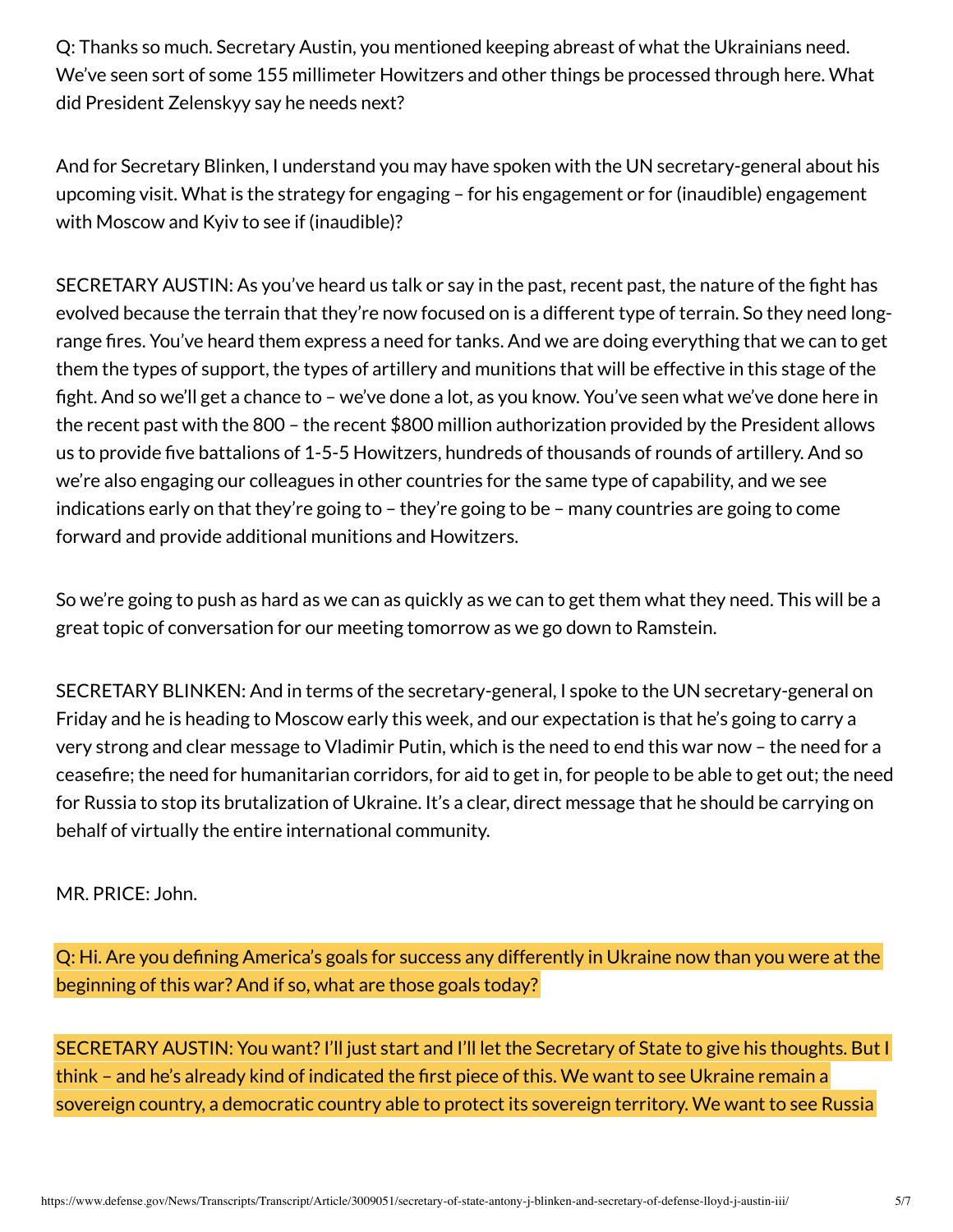Q: Thanks so much. Secretary Austin, you mentioned keeping abreast of what the Ukrainians need. We've seen sort of some 155 millimeter Howitzers and other things be processed through here. What did President Zelenskyy say he needs next?

And for Secretary Blinken, I understand you may have spoken with the UN secretary-general about his upcoming visit. What is the strategy for engaging – for his engagement or for (inaudible) engagement with Moscow and Kyiv to see if (inaudible)?

SECRETARY AUSTIN: As you've heard us talk or say in the past, recent past, the nature of the fight has evolved because the terrain that they're now focused on is a different type of terrain. So they need long-range fires. You've heard them express a need for tanks. And we are doing everything that we can to get them the types of support, the types of artillery and munitions that will be effective in this stage of the fight. And so we'll get a chance to – we've done a lot, as you know. You've seen what we've done here in the recent past with the 800 – the recent $800 million authorization provided by the President allows us to provide five battalions of 1-5-5 Howitzers, hundreds of thousands of rounds of artillery. And so we're also engaging our colleagues in other countries for the same type of capability, and we see indications early on that they're going to – they're going to be – many countries are going to come forward and provide additional munitions and Howitzers.

So we're going to push as hard as we can as quickly as we can to get them what they need. This will be a great topic of conversation for our meeting tomorrow as we go down to Ramstein.

SECRETARY BLINKEN: And in terms of the secretary-general, I spoke to the UN secretary-general on Friday and he is heading to Moscow early this week, and our expectation is that he's going to carry a very strong and clear message to Vladimir Putin, which is the need to end this war now – the need for a ceasefire; the need for humanitarian corridors, for aid to get in, for people to be able to get out; the need for Russia to stop its brutalization of Ukraine. It's a clear, direct message that he should be carrying on behalf of virtually the entire international community.

MR. PRICE: John.

Q: Hi. Are you defining America's goals for success any differently in Ukraine now than you were at the beginning of this war? And if so, what are those goals today?

SECRETARY AUSTIN: You want? I'll just start and I'll let the Secretary of State to give his thoughts. But I think – and he's already kind of indicated the first piece of this. We want to see Ukraine remain a sovereign country, a democratic country able to protect its sovereign territory. We want to see Russia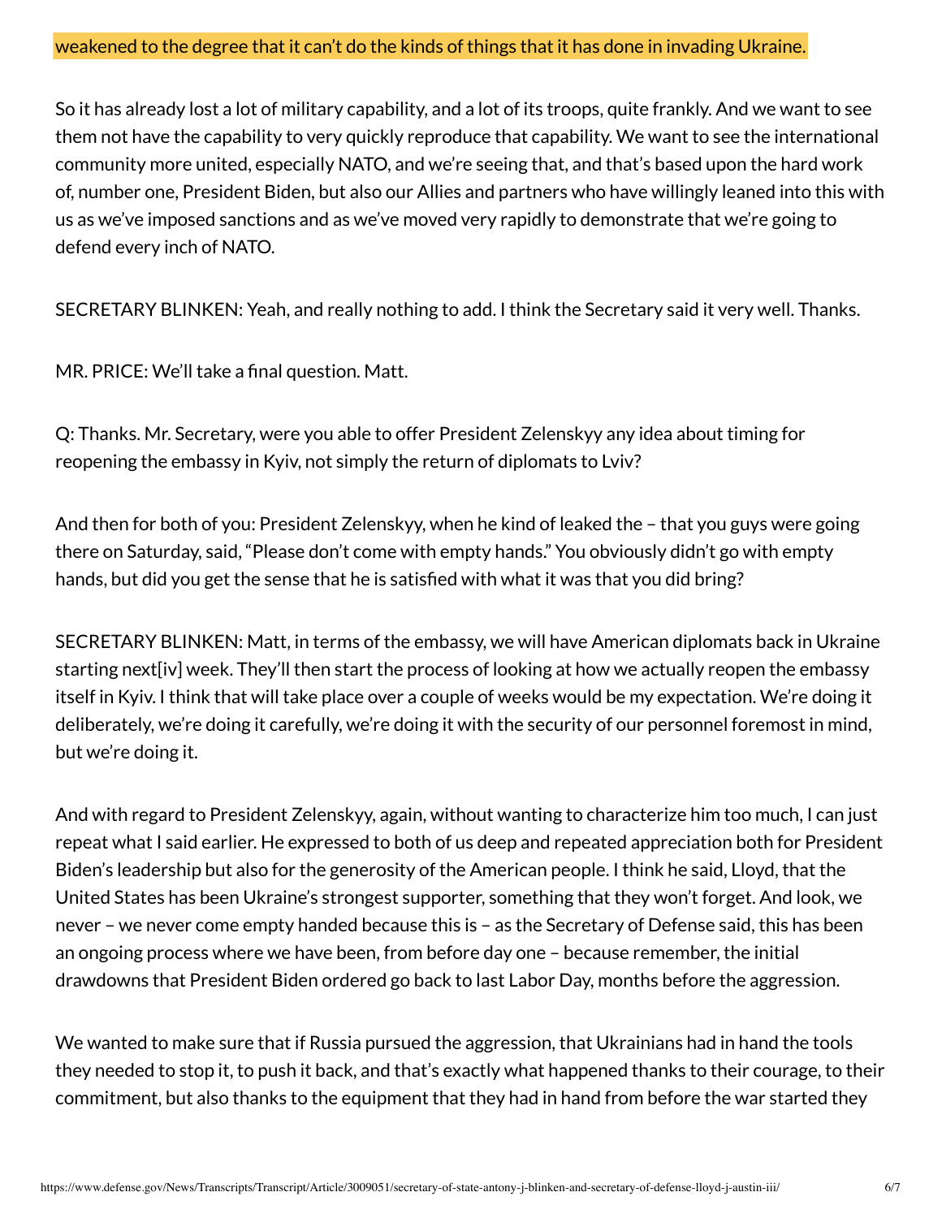weakened to the degree that it can't do the kinds of things that it has done in invading Ukraine.

So it has already lost a lot of military capability, and a lot of its troops, quite frankly. And we want to see them not have the capability to very quickly reproduce that capability. We want to see the international community more united, especially NATO, and we're seeing that, and that's based upon the hard work of, number one, President Biden, but also our Allies and partners who have willingly leaned into this with us as we've imposed sanctions and as we've moved very rapidly to demonstrate that we're going to defend every inch of NATO.

SECRETARY BLINKEN: Yeah, and really nothing to add. I think the Secretary said it very well. Thanks.

MR. PRICE: We'll take a final question. Matt.

Q: Thanks. Mr. Secretary, were you able to offer President Zelenskyy any idea about timing for reopening the embassy in Kyiv, not simply the return of diplomats to Lviv?

And then for both of you: President Zelenskyy, when he kind of leaked the – that you guys were going there on Saturday, said, "Please don't come with empty hands." You obviously didn't go with empty hands, but did you get the sense that he is satisfied with what it was that you did bring?

SECRETARY BLINKEN: Matt, in terms of the embassy, we will have American diplomats back in Ukraine starting next[iv] week. They'll then start the process of looking at how we actually reopen the embassy itself in Kyiv. I think that will take place over a couple of weeks would be my expectation. We're doing it deliberately, we're doing it carefully, we're doing it with the security of our personnel foremost in mind, but we're doing it.

And with regard to President Zelenskyy, again, without wanting to characterize him too much, I can just repeat what I said earlier. He expressed to both of us deep and repeated appreciation both for President Biden's leadership but also for the generosity of the American people. I think he said, Lloyd, that the United States has been Ukraine's strongest supporter, something that they won't forget. And look, we never – we never come empty handed because this is – as the Secretary of Defense said, this has been an ongoing process where we have been, from before day one – because remember, the initial drawdowns that President Biden ordered go back to last Labor Day, months before the aggression.

We wanted to make sure that if Russia pursued the aggression, that Ukrainians had in hand the tools they needed to stop it, to push it back, and that's exactly what happened thanks to their courage, to their commitment, but also thanks to the equipment that they had in hand from before the war started they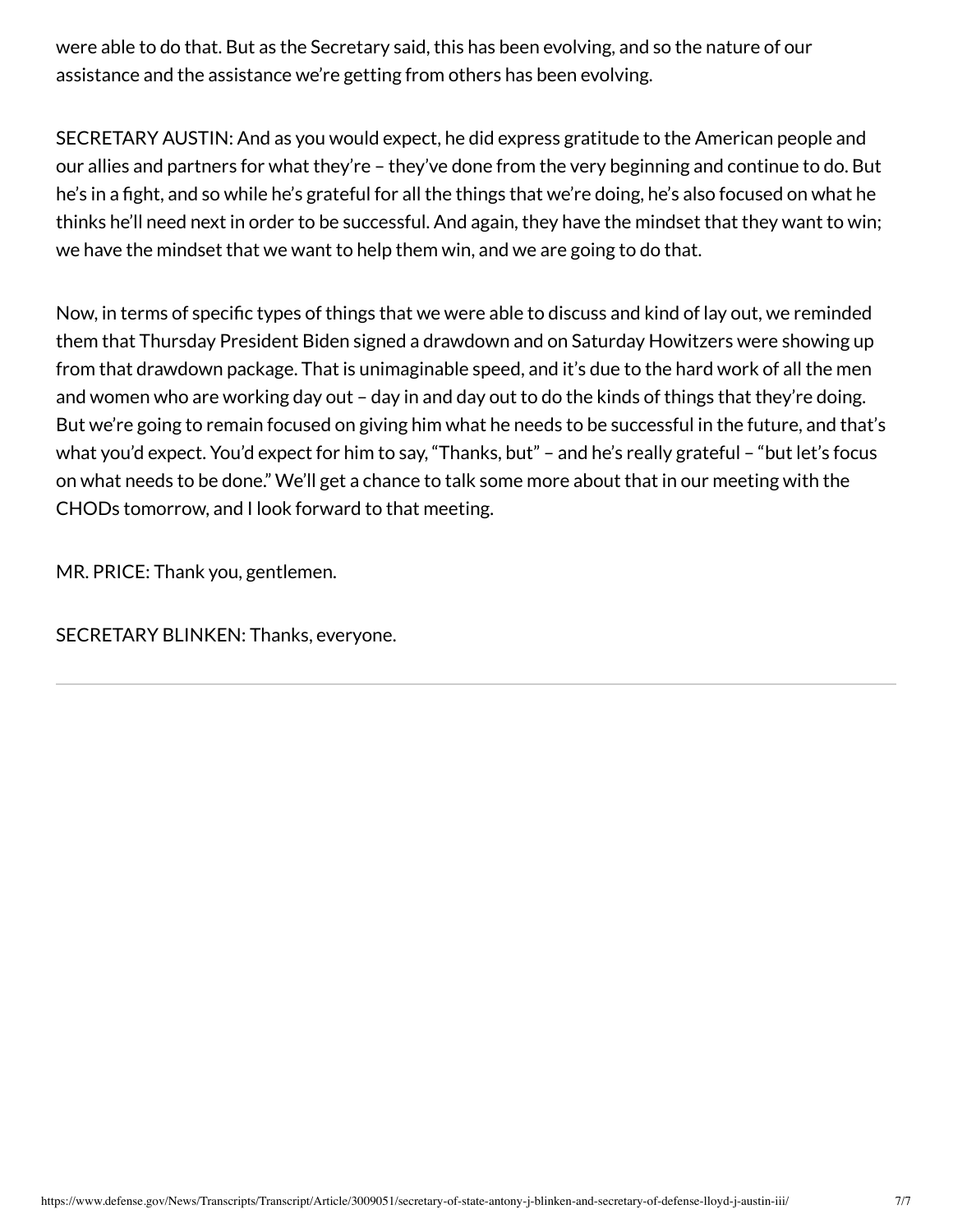were able to do that. But as the Secretary said, this has been evolving, and so the nature of our assistance and the assistance we're getting from others has been evolving.

SECRETARY AUSTIN: And as you would expect, he did express gratitude to the American people and our allies and partners for what they're – they've done from the very beginning and continue to do. But he's in a fight, and so while he's grateful for all the things that we're doing, he's also focused on what he thinks he'll need next in order to be successful. And again, they have the mindset that they want to win; we have the mindset that we want to help them win, and we are going to do that.

Now, in terms of specific types of things that we were able to discuss and kind of lay out, we reminded them that Thursday President Biden signed a drawdown and on Saturday Howitzers were showing up from that drawdown package. That is unimaginable speed, and it's due to the hard work of all the men and women who are working day out – day in and day out to do the kinds of things that they're doing. But we're going to remain focused on giving him what he needs to be successful in the future, and that's what you'd expect. You'd expect for him to say, "Thanks, but" – and he's really grateful – "but let's focus on what needs to be done." We'll get a chance to talk some more about that in our meeting with the CHODs tomorrow, and I look forward to that meeting.

MR. PRICE: Thank you, gentlemen.

SECRETARY BLINKEN: Thanks, everyone.

---